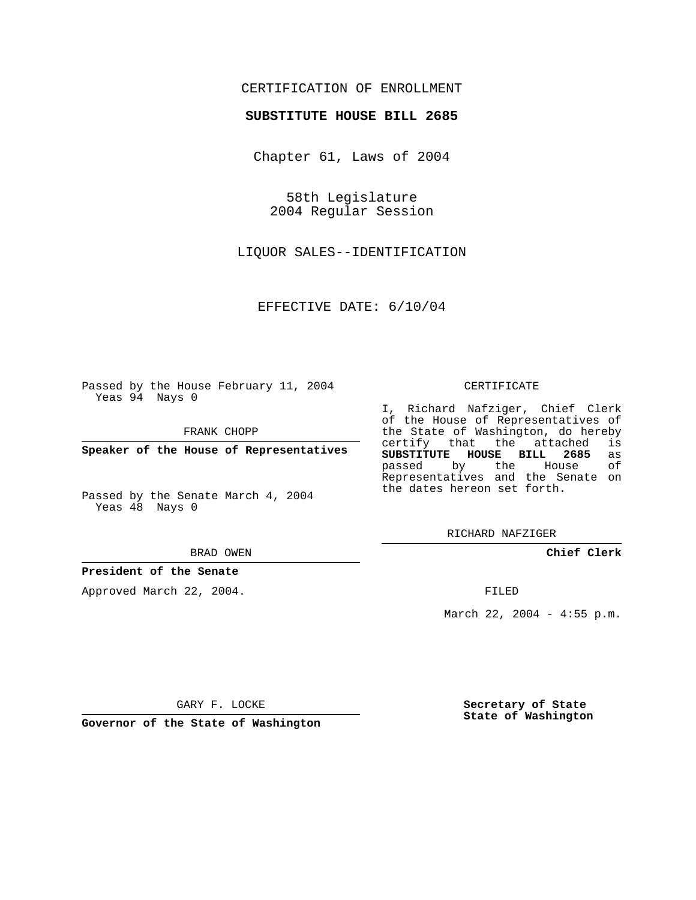CERTIFICATION OF ENROLLMENT

**SUBSTITUTE HOUSE BILL 2685**

Chapter 61, Laws of 2004

58th Legislature
2004 Regular Session

LIQUOR SALES--IDENTIFICATION

EFFECTIVE DATE: 6/10/04

Passed by the House February 11, 2004
Yeas 94 Nays 0

FRANK CHOPP

**Speaker of the House of Representatives**

Passed by the Senate March 4, 2004
Yeas 48 Nays 0

BRAD OWEN

**President of the Senate**

Approved March 22, 2004.

GARY F. LOCKE

**Governor of the State of Washington**

CERTIFICATE

I, Richard Nafziger, Chief Clerk of the House of Representatives of the State of Washington, do hereby certify that the attached is **SUBSTITUTE HOUSE BILL 2685** as passed by the House of Representatives and the Senate on the dates hereon set forth.

RICHARD NAFZIGER

**Chief Clerk**

FILED

March 22, 2004 - 4:55 p.m.

**Secretary of State**
**State of Washington**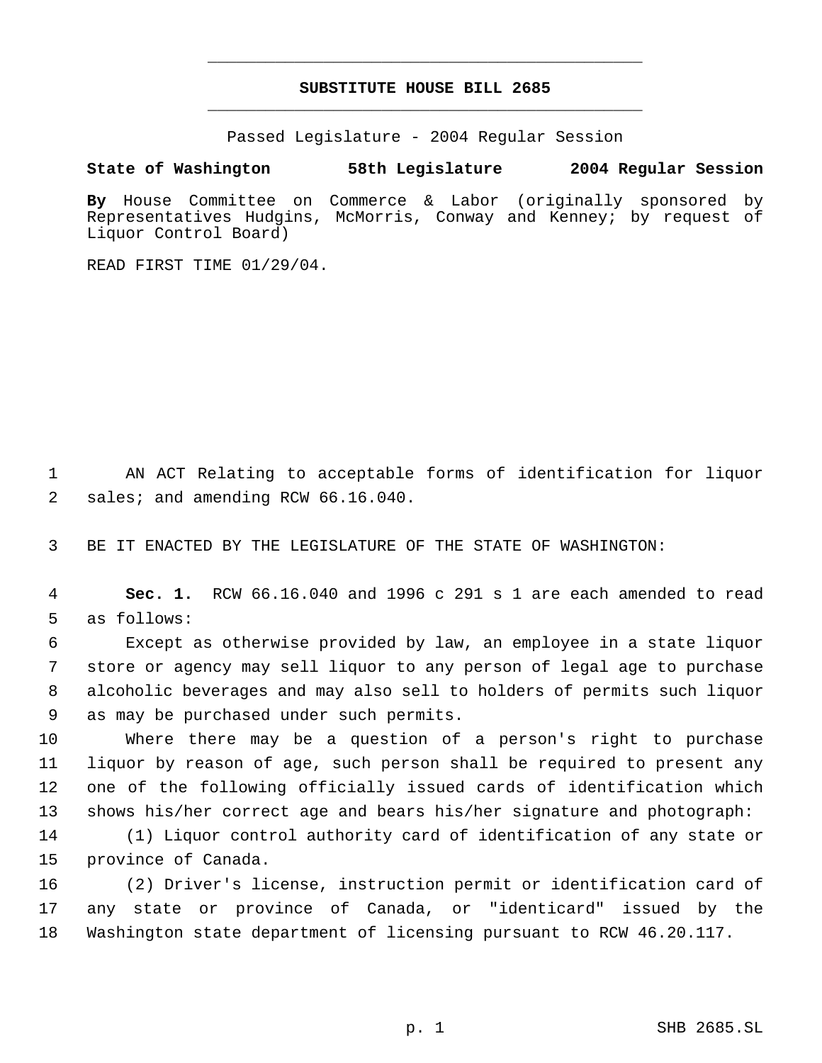# SUBSTITUTE HOUSE BILL 2685

Passed Legislature - 2004 Regular Session

**State of Washington 58th Legislature 2004 Regular Session**

**By** House Committee on Commerce & Labor (originally sponsored by Representatives Hudgins, McMorris, Conway and Kenney; by request of Liquor Control Board)

READ FIRST TIME 01/29/04.

AN ACT Relating to acceptable forms of identification for liquor sales; and amending RCW 66.16.040.

BE IT ENACTED BY THE LEGISLATURE OF THE STATE OF WASHINGTON:

**Sec. 1.** RCW 66.16.040 and 1996 c 291 s 1 are each amended to read as follows:

Except as otherwise provided by law, an employee in a state liquor store or agency may sell liquor to any person of legal age to purchase alcoholic beverages and may also sell to holders of permits such liquor as may be purchased under such permits.

Where there may be a question of a person's right to purchase liquor by reason of age, such person shall be required to present any one of the following officially issued cards of identification which shows his/her correct age and bears his/her signature and photograph:

(1) Liquor control authority card of identification of any state or province of Canada.

(2) Driver's license, instruction permit or identification card of any state or province of Canada, or "identicard" issued by the Washington state department of licensing pursuant to RCW 46.20.117.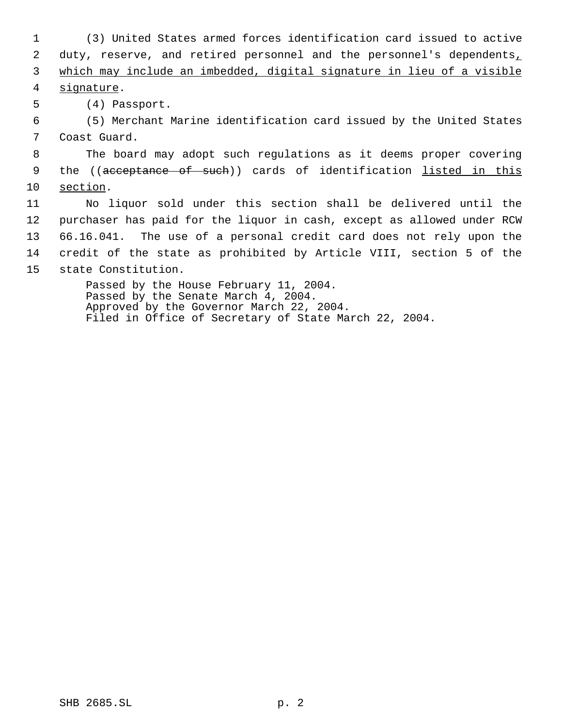(3) United States armed forces identification card issued to active duty, reserve, and retired personnel and the personnel's dependents, which may include an imbedded, digital signature in lieu of a visible signature.

(4) Passport.

(5) Merchant Marine identification card issued by the United States Coast Guard.

The board may adopt such regulations as it deems proper covering the ((~~acceptance of such~~)) cards of identification listed in this section.

No liquor sold under this section shall be delivered until the purchaser has paid for the liquor in cash, except as allowed under RCW 66.16.041. The use of a personal credit card does not rely upon the credit of the state as prohibited by Article VIII, section 5 of the state Constitution.

Passed by the House February 11, 2004.
Passed by the Senate March 4, 2004.
Approved by the Governor March 22, 2004.
Filed in Office of Secretary of State March 22, 2004.